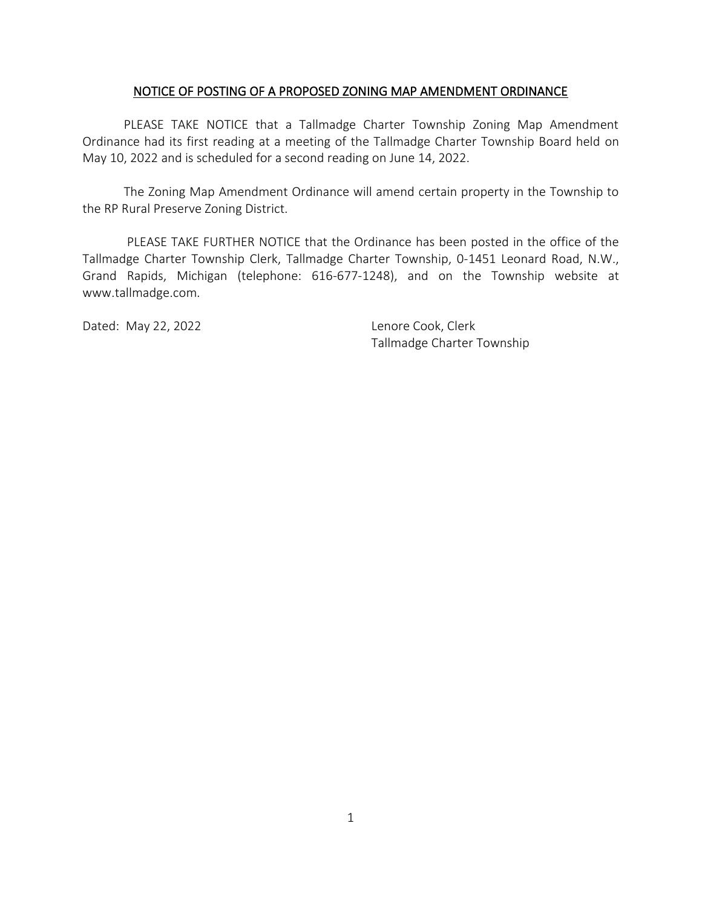# NOTICE OF POSTING OF A PROPOSED ZONING MAP AMENDMENT ORDINANCE

PLEASE TAKE NOTICE that a Tallmadge Charter Township Zoning Map Amendment Ordinance had its first reading at a meeting of the Tallmadge Charter Township Board held on May 10, 2022 and is scheduled for a second reading on June 14, 2022.

The Zoning Map Amendment Ordinance will amend certain property in the Township to the RP Rural Preserve Zoning District.

PLEASE TAKE FURTHER NOTICE that the Ordinance has been posted in the office of the Tallmadge Charter Township Clerk, Tallmadge Charter Township, 0-1451 Leonard Road, N.W., Grand Rapids, Michigan (telephone: 616-677-1248), and on the Township website at www.tallmadge.com.

Dated: May 22, 2022

Lenore Cook, Clerk
Tallmadge Charter Township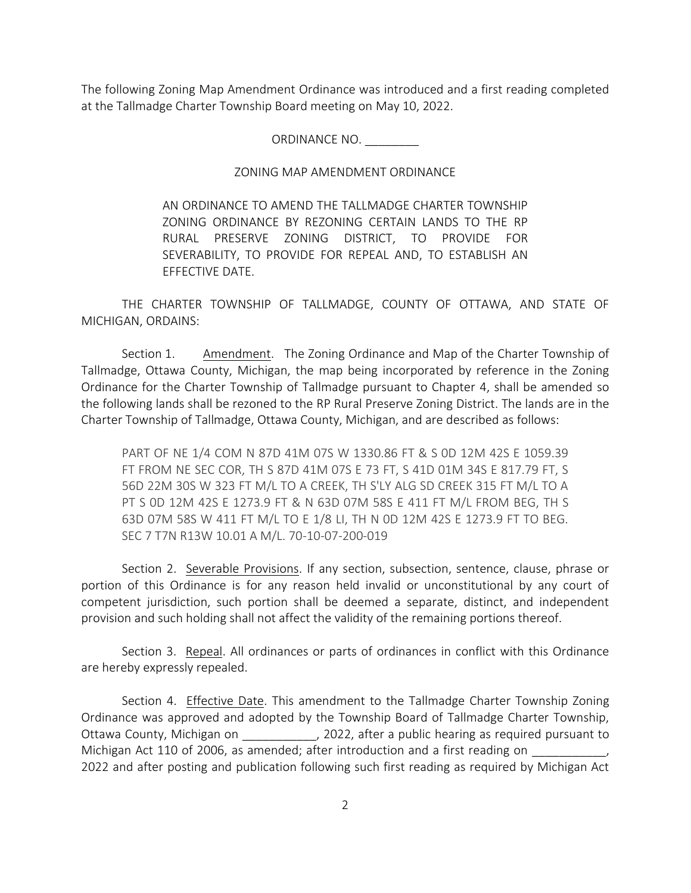The following Zoning Map Amendment Ordinance was introduced and a first reading completed at the Tallmadge Charter Township Board meeting on May 10, 2022.

ORDINANCE NO. ________

ZONING MAP AMENDMENT ORDINANCE

AN ORDINANCE TO AMEND THE TALLMADGE CHARTER TOWNSHIP ZONING ORDINANCE BY REZONING CERTAIN LANDS TO THE RP RURAL PRESERVE ZONING DISTRICT, TO PROVIDE FOR SEVERABILITY, TO PROVIDE FOR REPEAL AND, TO ESTABLISH AN EFFECTIVE DATE.

THE CHARTER TOWNSHIP OF TALLMADGE, COUNTY OF OTTAWA, AND STATE OF MICHIGAN, ORDAINS:

Section 1. Amendment. The Zoning Ordinance and Map of the Charter Township of Tallmadge, Ottawa County, Michigan, the map being incorporated by reference in the Zoning Ordinance for the Charter Township of Tallmadge pursuant to Chapter 4, shall be amended so the following lands shall be rezoned to the RP Rural Preserve Zoning District. The lands are in the Charter Township of Tallmadge, Ottawa County, Michigan, and are described as follows:

PART OF NE 1/4 COM N 87D 41M 07S W 1330.86 FT & S 0D 12M 42S E 1059.39 FT FROM NE SEC COR, TH S 87D 41M 07S E 73 FT, S 41D 01M 34S E 817.79 FT, S 56D 22M 30S W 323 FT M/L TO A CREEK, TH S'LY ALG SD CREEK 315 FT M/L TO A PT S 0D 12M 42S E 1273.9 FT & N 63D 07M 58S E 411 FT M/L FROM BEG, TH S 63D 07M 58S W 411 FT M/L TO E 1/8 LI, TH N 0D 12M 42S E 1273.9 FT TO BEG. SEC 7 T7N R13W 10.01 A M/L. 70-10-07-200-019

Section 2. Severable Provisions. If any section, subsection, sentence, clause, phrase or portion of this Ordinance is for any reason held invalid or unconstitutional by any court of competent jurisdiction, such portion shall be deemed a separate, distinct, and independent provision and such holding shall not affect the validity of the remaining portions thereof.

Section 3. Repeal. All ordinances or parts of ordinances in conflict with this Ordinance are hereby expressly repealed.

Section 4. Effective Date. This amendment to the Tallmadge Charter Township Zoning Ordinance was approved and adopted by the Township Board of Tallmadge Charter Township, Ottawa County, Michigan on ___________, 2022, after a public hearing as required pursuant to Michigan Act 110 of 2006, as amended; after introduction and a first reading on ___________, 2022 and after posting and publication following such first reading as required by Michigan Act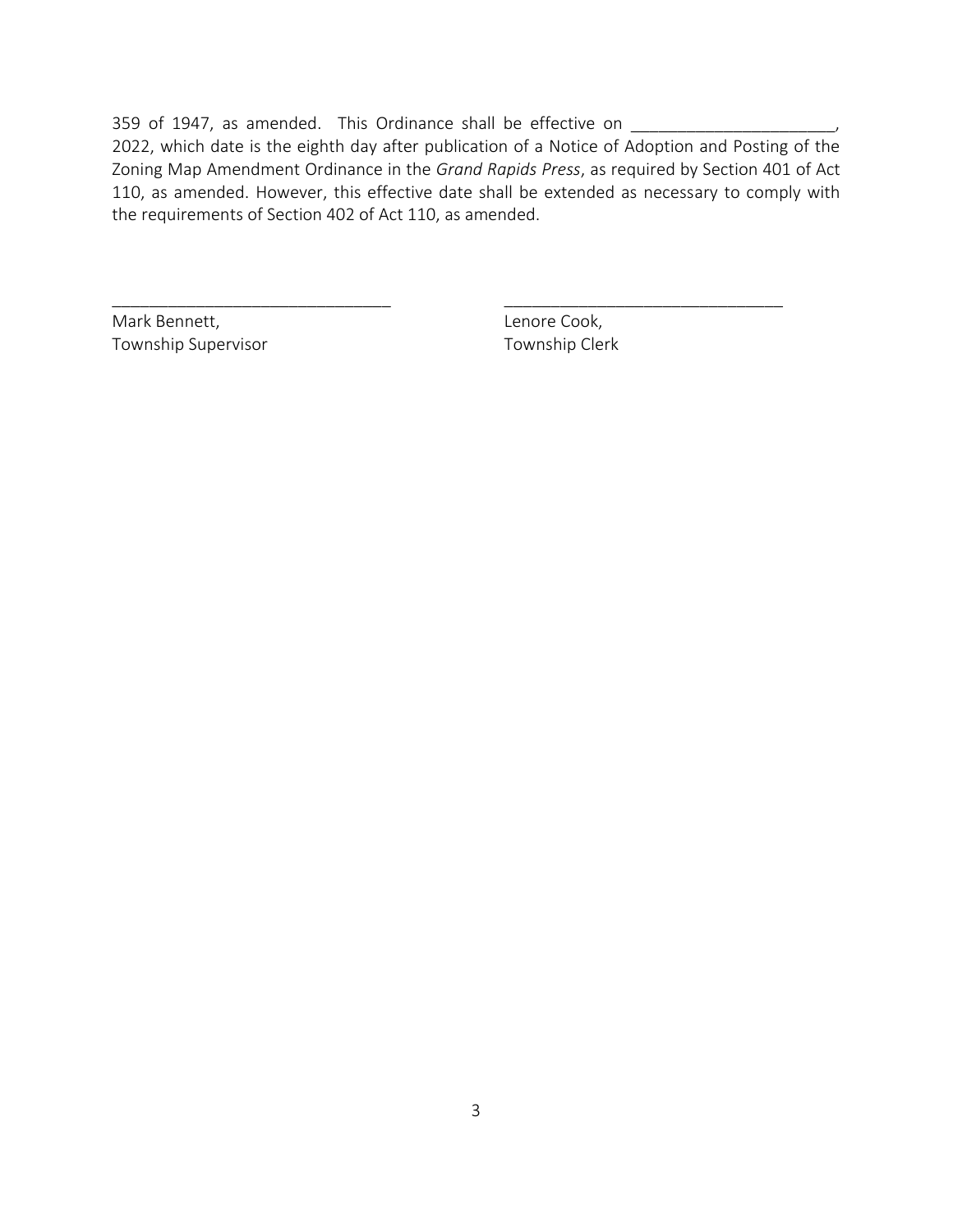359 of 1947, as amended. This Ordinance shall be effective on ______________________, 2022, which date is the eighth day after publication of a Notice of Adoption and Posting of the Zoning Map Amendment Ordinance in the *Grand Rapids Press*, as required by Section 401 of Act 110, as amended. However, this effective date shall be extended as necessary to comply with the requirements of Section 402 of Act 110, as amended.

_______________________________
Mark Bennett,
Township Supervisor

_______________________________
Lenore Cook,
Township Clerk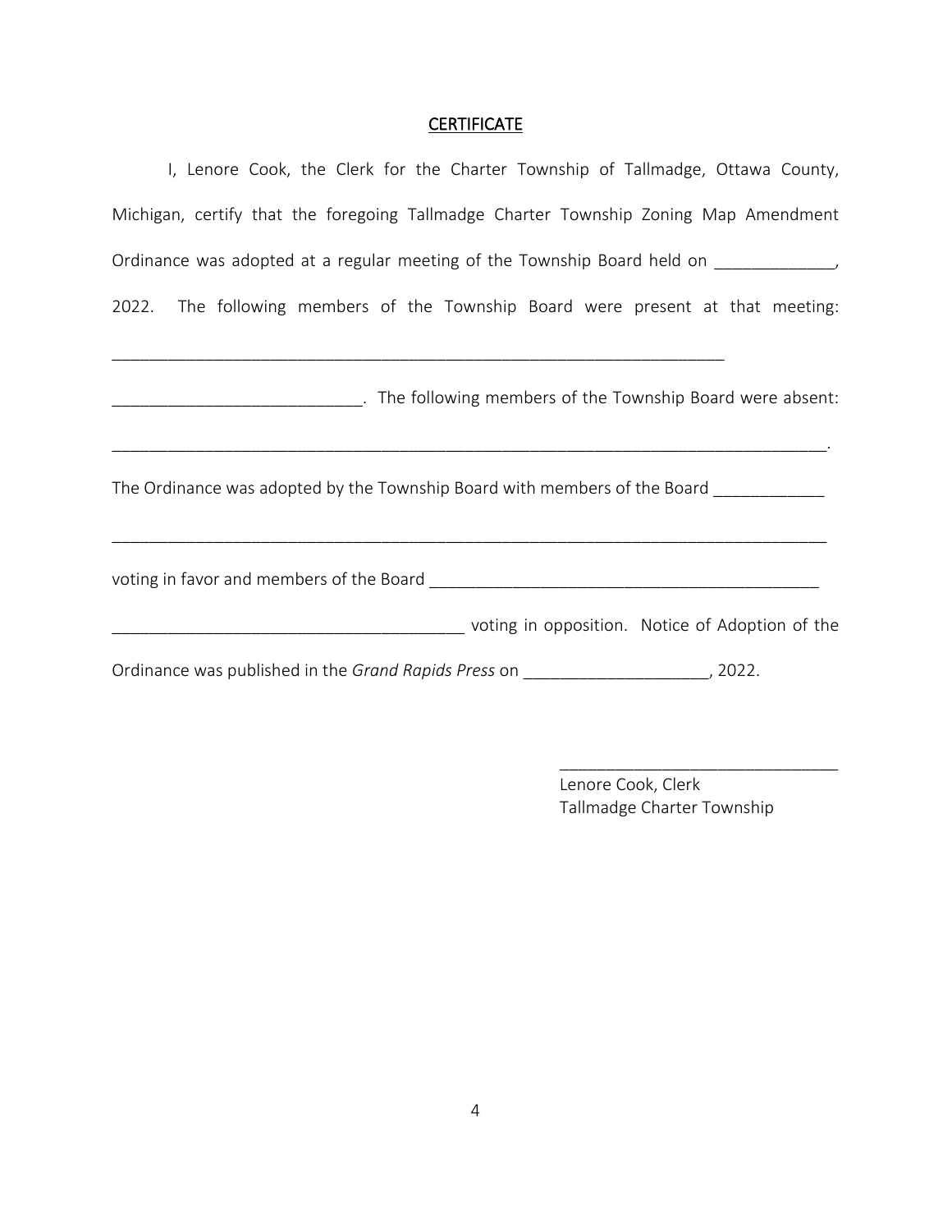## CERTIFICATE

I, Lenore Cook, the Clerk for the Charter Township of Tallmadge, Ottawa County, Michigan, certify that the foregoing Tallmadge Charter Township Zoning Map Amendment Ordinance was adopted at a regular meeting of the Township Board held on _____________, 2022. The following members of the Township Board were present at that meeting:

_________________________________________________________________

___________________________. The following members of the Township Board were absent:

_____________________________________________________________________________.

The Ordinance was adopted by the Township Board with members of the Board ____________

_____________________________________________________________________________

voting in favor and members of the Board ___________________________________________

______________________________________ voting in opposition. Notice of Adoption of the Ordinance was published in the *Grand Rapids Press* on ____________________, 2022.

______________________________
Lenore Cook, Clerk
Tallmadge Charter Township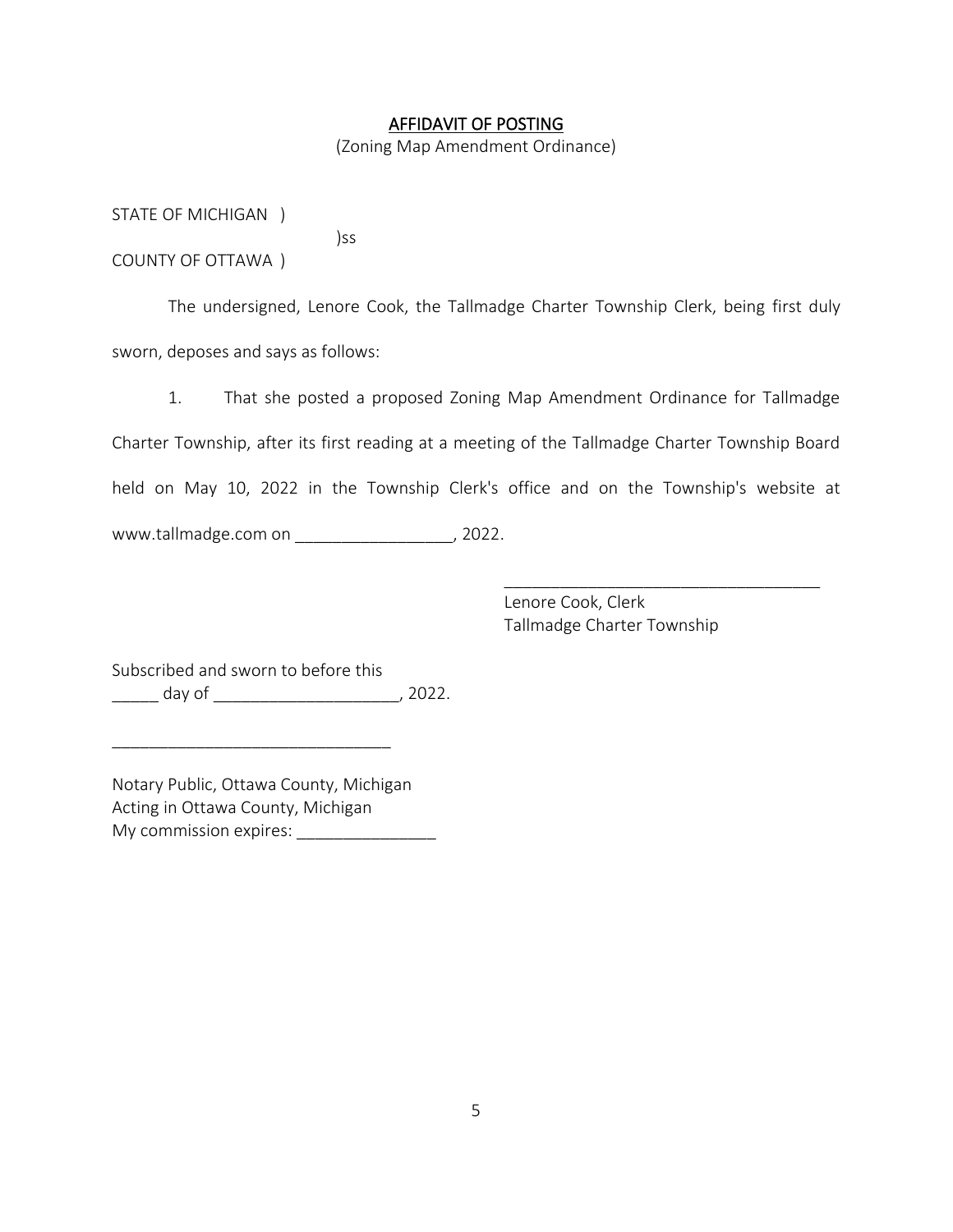**AFFIDAVIT OF POSTING**

(Zoning Map Amendment Ordinance)

STATE OF MICHIGAN )
)ss
COUNTY OF OTTAWA )

The undersigned, Lenore Cook, the Tallmadge Charter Township Clerk, being first duly sworn, deposes and says as follows:

1. That she posted a proposed Zoning Map Amendment Ordinance for Tallmadge Charter Township, after its first reading at a meeting of the Tallmadge Charter Township Board held on May 10, 2022 in the Township Clerk's office and on the Township's website at www.tallmadge.com on _________________, 2022.

__________________________________
Lenore Cook, Clerk
Tallmadge Charter Township

Subscribed and sworn to before this
_____ day of ____________________, 2022.

______________________________

Notary Public, Ottawa County, Michigan
Acting in Ottawa County, Michigan
My commission expires: _______________